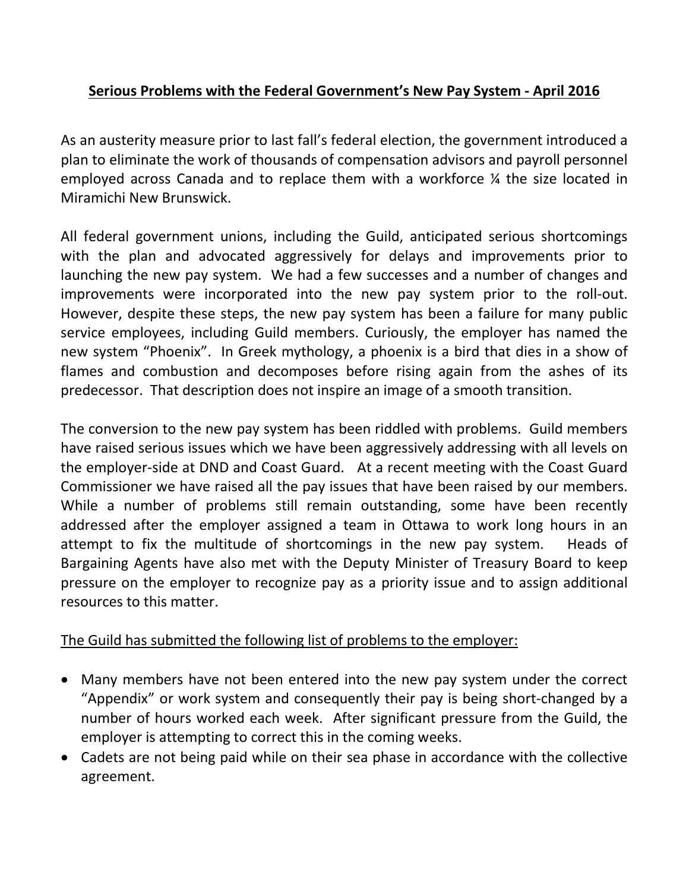# **Serious Problems with the Federal Government's New Pay System - April 2016**

As an austerity measure prior to last fall's federal election, the government introduced a plan to eliminate the work of thousands of compensation advisors and payroll personnel employed across Canada and to replace them with a workforce ¼ the size located in Miramichi New Brunswick.

All federal government unions, including the Guild, anticipated serious shortcomings with the plan and advocated aggressively for delays and improvements prior to launching the new pay system. We had a few successes and a number of changes and improvements were incorporated into the new pay system prior to the roll-out. However, despite these steps, the new pay system has been a failure for many public service employees, including Guild members. Curiously, the employer has named the new system "Phoenix". In Greek mythology, a phoenix is a bird that dies in a show of flames and combustion and decomposes before rising again from the ashes of its predecessor. That description does not inspire an image of a smooth transition.

The conversion to the new pay system has been riddled with problems. Guild members have raised serious issues which we have been aggressively addressing with all levels on the employer-side at DND and Coast Guard. At a recent meeting with the Coast Guard Commissioner we have raised all the pay issues that have been raised by our members. While a number of problems still remain outstanding, some have been recently addressed after the employer assigned a team in Ottawa to work long hours in an attempt to fix the multitude of shortcomings in the new pay system. Heads of Bargaining Agents have also met with the Deputy Minister of Treasury Board to keep pressure on the employer to recognize pay as a priority issue and to assign additional resources to this matter.

The Guild has submitted the following list of problems to the employer:

- Many members have not been entered into the new pay system under the correct "Appendix" or work system and consequently their pay is being short-changed by a number of hours worked each week. After significant pressure from the Guild, the employer is attempting to correct this in the coming weeks.
- Cadets are not being paid while on their sea phase in accordance with the collective agreement.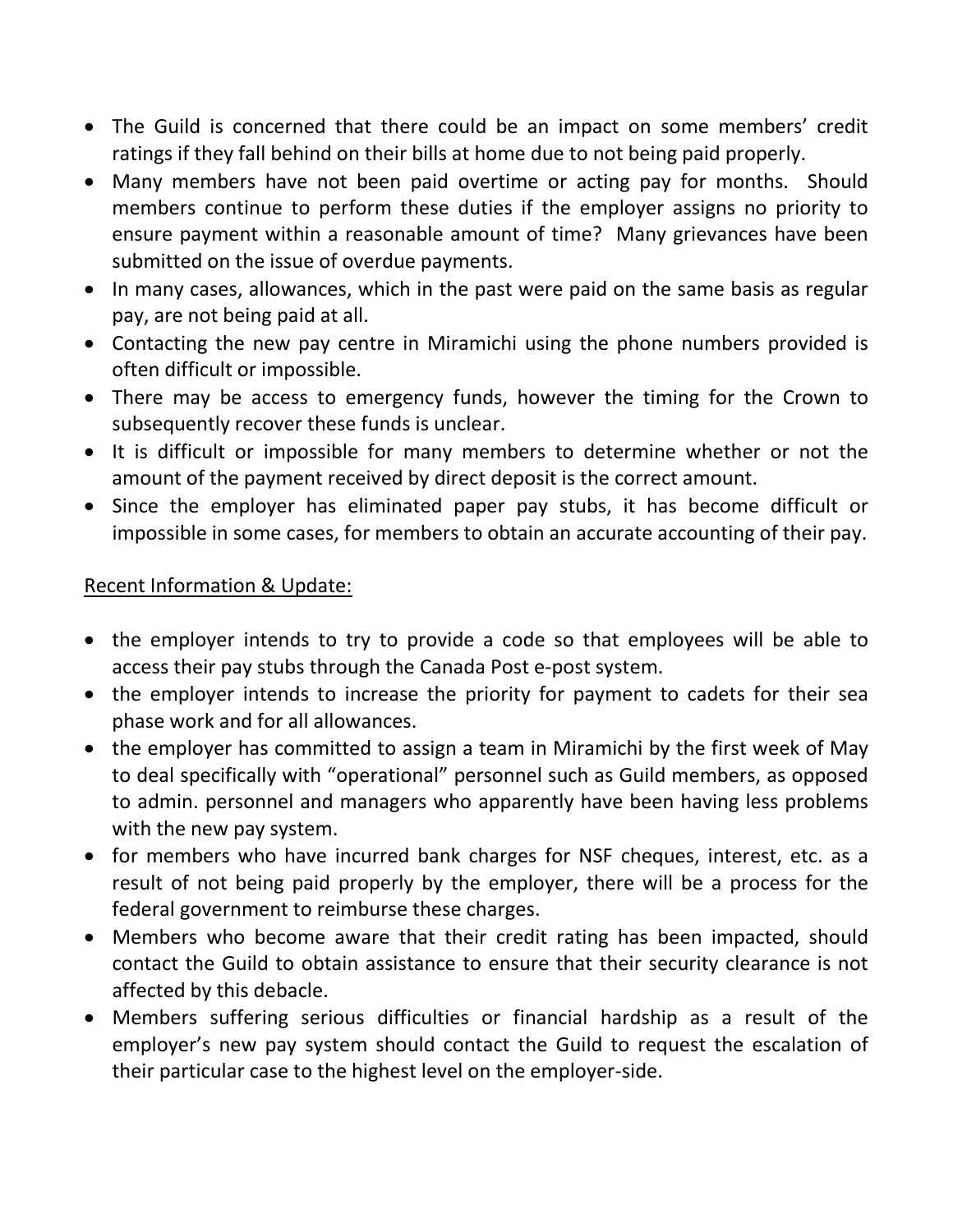- The Guild is concerned that there could be an impact on some members' credit ratings if they fall behind on their bills at home due to not being paid properly.
- Many members have not been paid overtime or acting pay for months. Should members continue to perform these duties if the employer assigns no priority to ensure payment within a reasonable amount of time? Many grievances have been submitted on the issue of overdue payments.
- In many cases, allowances, which in the past were paid on the same basis as regular pay, are not being paid at all.
- Contacting the new pay centre in Miramichi using the phone numbers provided is often difficult or impossible.
- There may be access to emergency funds, however the timing for the Crown to subsequently recover these funds is unclear.
- It is difficult or impossible for many members to determine whether or not the amount of the payment received by direct deposit is the correct amount.
- Since the employer has eliminated paper pay stubs, it has become difficult or impossible in some cases, for members to obtain an accurate accounting of their pay.

<u>Recent Information & Update:</u>

- the employer intends to try to provide a code so that employees will be able to access their pay stubs through the Canada Post e-post system.
- the employer intends to increase the priority for payment to cadets for their sea phase work and for all allowances.
- the employer has committed to assign a team in Miramichi by the first week of May to deal specifically with "operational" personnel such as Guild members, as opposed to admin. personnel and managers who apparently have been having less problems with the new pay system.
- for members who have incurred bank charges for NSF cheques, interest, etc. as a result of not being paid properly by the employer, there will be a process for the federal government to reimburse these charges.
- Members who become aware that their credit rating has been impacted, should contact the Guild to obtain assistance to ensure that their security clearance is not affected by this debacle.
- Members suffering serious difficulties or financial hardship as a result of the employer's new pay system should contact the Guild to request the escalation of their particular case to the highest level on the employer-side.